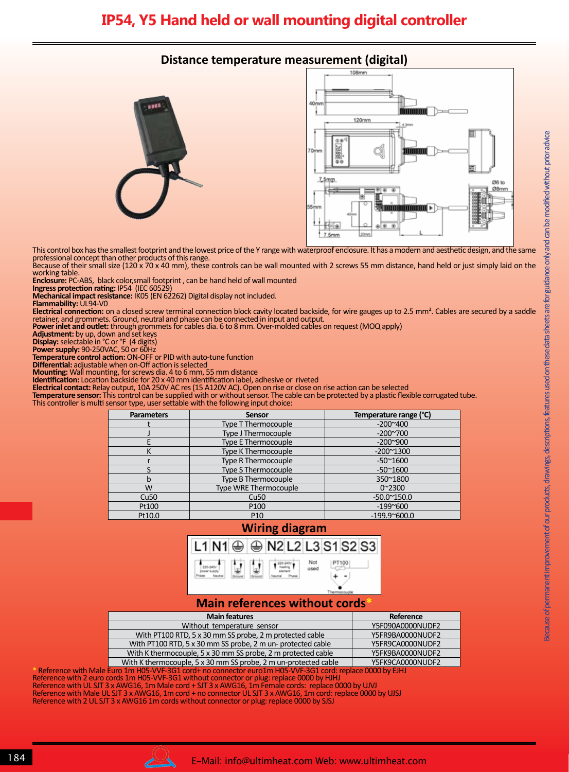# IP54, Y5 Hand held or wall mounting digital controller

## Distance temperature measurement (digital)

This control box has the smallest footprint and the lowest price of the Y range with waterproof enclosure. It has a modern and aesthetic design, and the same professional concept than other products of this range.
Because of their small size (120 x 70 x 40 mm), these controls can be wall mounted with 2 screws 55 mm distance, hand held or just simply laid on the working table.
**Enclosure:** PC-ABS, black color,small footprint , can be hand held of wall mounted
**Ingress protection rating:** IP54 (IEC 60529)
**Mechanical impact resistance:** IK05 (EN 62262) Digital display not included.
**Flammability:** UL94-V0
**Electrical connection:** on a closed screw terminal connection block cavity located backside, for wire gauges up to 2.5 mm². Cables are secured by a saddle retainer, and grommets. Ground, neutral and phase can be connected in input and output.
**Power inlet and outlet:** through grommets for cables dia. 6 to 8 mm. Over-molded cables on request (MOQ apply)
**Adjustment:** by up, down and set keys
**Display:** selectable in °C or °F (4 digits)
**Power supply:** 90-250VAC, 50 or 60Hz
**Temperature control action:** ON-OFF or PID with auto-tune function
**Differential:** adjustable when on-Off action is selected
**Mounting:** Wall mounting, for screws dia. 4 to 6 mm, 55 mm distance
**Identification:** Location backside for 20 x 40 mm identification label, adhesive or riveted
**Electrical contact:** Relay output, 10A 250V AC res (15 A120V AC). Open on rise or close on rise action can be selected
**Temperature sensor:** This control can be supplied with or without sensor. The cable can be protected by a plastic flexible corrugated tube.
This controller is multi sensor type, user settable with the following input choice:

| Parameters | Sensor | Temperature range (°C) |
|---|---|---|
| t | Type T Thermocouple | -200~400 |
| J | Type J Thermocouple | -200~700 |
| E | Type E Thermocouple | -200~900 |
| K | Type K Thermocouple | -200~1300 |
| r | Type R Thermocouple | -50~1600 |
| S | Type S Thermocouple | -50~1600 |
| b | Type B Thermocouple | 350~1800 |
| W | Type WRE Thermocouple | 0~2300 |
| Cu50 | Cu50 | -50.0~150.0 |
| Pt100 | P100 | -199~600 |
| Pt10.0 | P10 | -199.9~600.0 |

## Wiring diagram

L1 N1 ⏚ ⏚ N2 L2 L3 S1 S2 S3

## Main references without cords*

| Main features | Reference |
|---|---|
| Without temperature sensor | Y5F090A0000NUDF2 |
| With PT100 RTD, 5 x 30 mm SS probe, 2 m protected cable | Y5FR9BA0000NUDF2 |
| With PT100 RTD, 5 x 30 mm SS probe, 2 m un- protected cable | Y5FR9CA0000NUDF2 |
| With K thermocouple, 5 x 30 mm SS probe, 2 m protected cable | Y5FK9BA0000NUDF2 |
| With K thermocouple, 5 x 30 mm SS probe, 2 m un-protected cable | Y5FK9CA0000NUDF2 |

\* Reference with Male Euro 1m H05-VVF-3G1 cord+ no connector euro1m H05-VVF-3G1 cord: replace 0000 by EJHJ
Reference with 2 euro cords 1m H05-VVF-3G1 without connector or plug: replace 0000 by HJHJ
Reference with UL SJT 3 x AWG16, 1m Male cord + SJT 3 x AWG16, 1m Female cords: replace 0000 by UJVJ
Reference with Male UL SJT 3 x AWG16, 1m cord + no connector UL SJT 3 x AWG16, 1m cord: replace 0000 by UJSJ
Reference with 2 UL SJT 3 x AWG16 1m cords without connector or plug: replace 0000 by SJSJ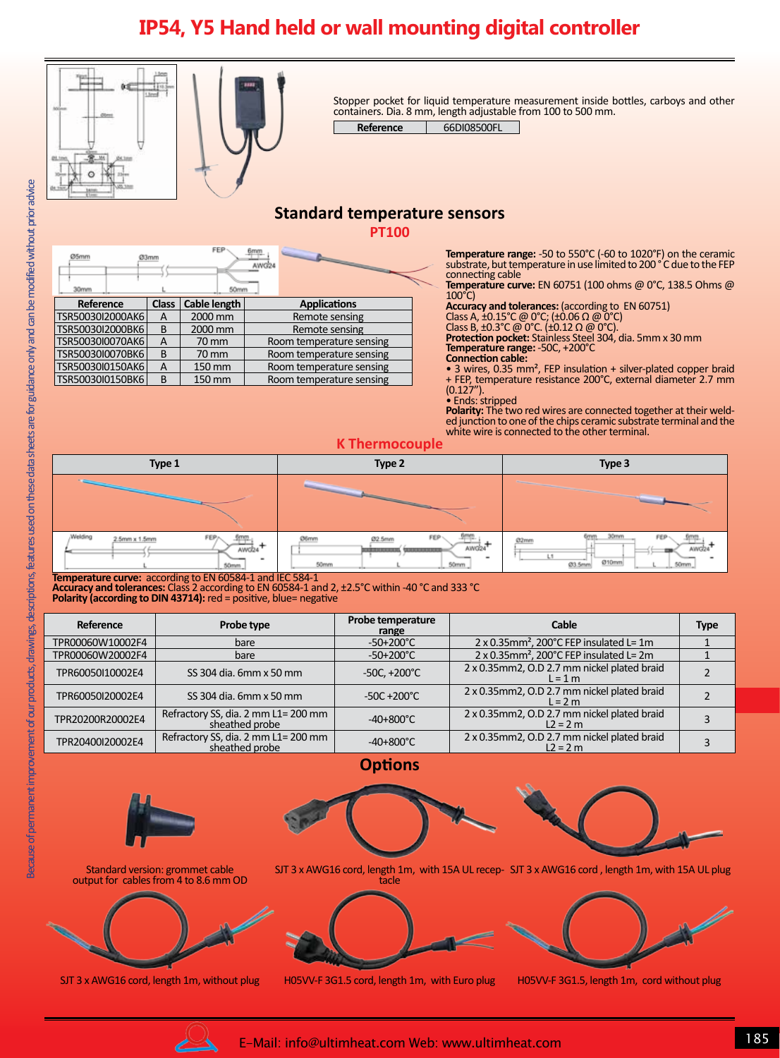# IP54, Y5 Hand held or wall mounting digital controller

Stopper pocket for liquid temperature measurement inside bottles, carboys and other containers. Dia. 8 mm, length adjustable from 100 to 500 mm.

| Reference | 66DI08500FL |
|---|---|

## Standard temperature sensors

### PT100

| Reference | Class | Cable length | Applications |
|---|---|---|---|
| TSR50030I2000AK6 | A | 2000 mm | Remote sensing |
| TSR50030I2000BK6 | B | 2000 mm | Remote sensing |
| TSR50030I0070AK6 | A | 70 mm | Room temperature sensing |
| TSR50030I0070BK6 | B | 70 mm | Room temperature sensing |
| TSR50030I0150AK6 | A | 150 mm | Room temperature sensing |
| TSR50030I0150BK6 | B | 150 mm | Room temperature sensing |

**Temperature range:** -50 to 550°C (-60 to 1020°F) on the ceramic substrate, but temperature in use limited to 200 ° C due to the FEP connecting cable
**Temperature curve:** EN 60751 (100 ohms @ 0°C, 138.5 Ohms @ 100°C)
**Accuracy and tolerances:** (according to EN 60751)
Class A, ±0.15°C @ 0°C; (±0.06 Ω @ 0°C)
Class B, ±0.3°C @ 0°C. (±0.12 Ω @ 0°C).
**Protection pocket:** Stainless Steel 304, dia. 5mm x 30 mm
**Temperature range:** -50C, +200°C
**Connection cable:**
• 3 wires, 0.35 mm², FEP insulation + silver-plated copper braid + FEP, temperature resistance 200°C, external diameter 2.7 mm (0.127").
• Ends: stripped
**Polarity:** The two red wires are connected together at their welded junction to one of the chips ceramic substrate terminal and the white wire is connected to the other terminal.

### K Thermocouple

| Type 1 | Type 2 | Type 3 |
|---|---|---|

**Temperature curve:** according to EN 60584-1 and IEC 584-1
**Accuracy and tolerances:** Class 2 according to EN 60584-1 and 2, ±2.5°C within -40 °C and 333 °C
**Polarity (according to DIN 43714):** red = positive, blue= negative

| Reference | Probe type | Probe temperature range | Cable | Type |
|---|---|---|---|---|
| TPR00060W10002F4 | bare | -50+200°C | 2 x 0.35mm², 200°C FEP insulated L= 1m | 1 |
| TPR00060W20002F4 | bare | -50+200°C | 2 x 0.35mm², 200°C FEP insulated L= 2m | 1 |
| TPR60050I10002E4 | SS 304 dia. 6mm x 50 mm | -50C, +200°C | 2 x 0.35mm2, O.D 2.7 mm nickel plated braid L = 1 m | 2 |
| TPR60050I20002E4 | SS 304 dia. 6mm x 50 mm | -50C +200°C | 2 x 0.35mm2, O.D 2.7 mm nickel plated braid L = 2 m | 2 |
| TPR20200R20002E4 | Refractory SS, dia. 2 mm L1= 200 mm sheathed probe | -40+800°C | 2 x 0.35mm2, O.D 2.7 mm nickel plated braid L2 = 2 m | 3 |
| TPR20400I20002E4 | Refractory SS, dia. 2 mm L1= 200 mm sheathed probe | -40+800°C | 2 x 0.35mm2, O.D 2.7 mm nickel plated braid L2 = 2 m | 3 |

## Options

Standard version: grommet cable output for cables from 4 to 8.6 mm OD

SJT 3 x AWG16 cord, length 1m, with 15A UL receptacle

SJT 3 x AWG16 cord , length 1m, with 15A UL plug

SJT 3 x AWG16 cord, length 1m, without plug

H05VV-F 3G1.5 cord, length 1m, with Euro plug

H05VV-F 3G1.5, length 1m, cord without plug

Because of permanent improvement of our products, drawings, descriptions, features used on these data sheets are for guidance only and can be modified without prior advice

E-Mail: info@ultimheat.com Web: www.ultimheat.com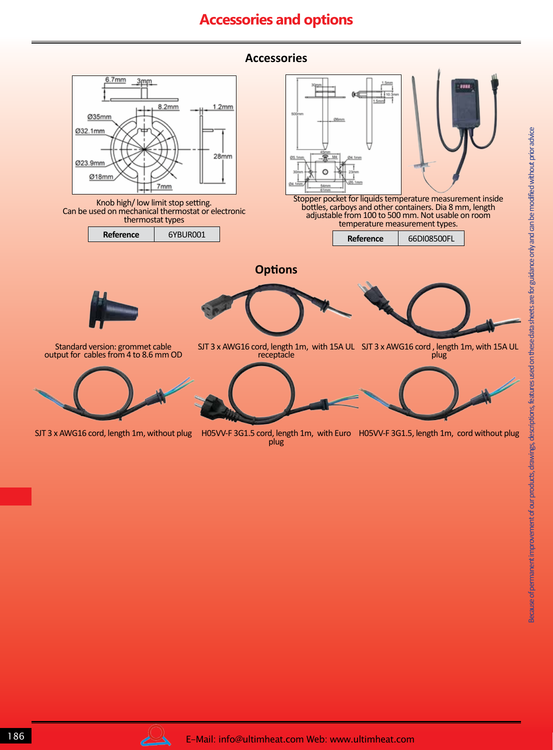# Accessories and options

## Accessories

6.7mm
3mm
8.2mm
1.2mm
Ø35mm
Ø32.1mm
28mm
Ø23.9mm
Ø18mm
7mm

Knob high/ low limit stop setting.
Can be used on mechanical thermostat or electronic thermostat types

| Reference | 6YBUR001 |
| --- | --- |

Stopper pocket for liquids temperature measurement inside bottles, carboys and other containers. Dia 8 mm, length adjustable from 100 to 500 mm. Not usable on room temperature measurement types.

| Reference | 66DI08500FL |
| --- | --- |

## Options

Standard version: grommet cable output for cables from 4 to 8.6 mm OD

SJT 3 x AWG16 cord, length 1m, with 15A UL receptacle

SJT 3 x AWG16 cord , length 1m, with 15A UL plug

SJT 3 x AWG16 cord, length 1m, without plug

H05VV-F 3G1.5 cord, length 1m, with Euro plug

H05VV-F 3G1.5, length 1m, cord without plug

Because of permanent improvement of our products, drawings, descriptions, features used on these data sheets are for guidance only and can be modified without prior advice

E-Mail: info@ultimheat.com Web: www.ultimheat.com